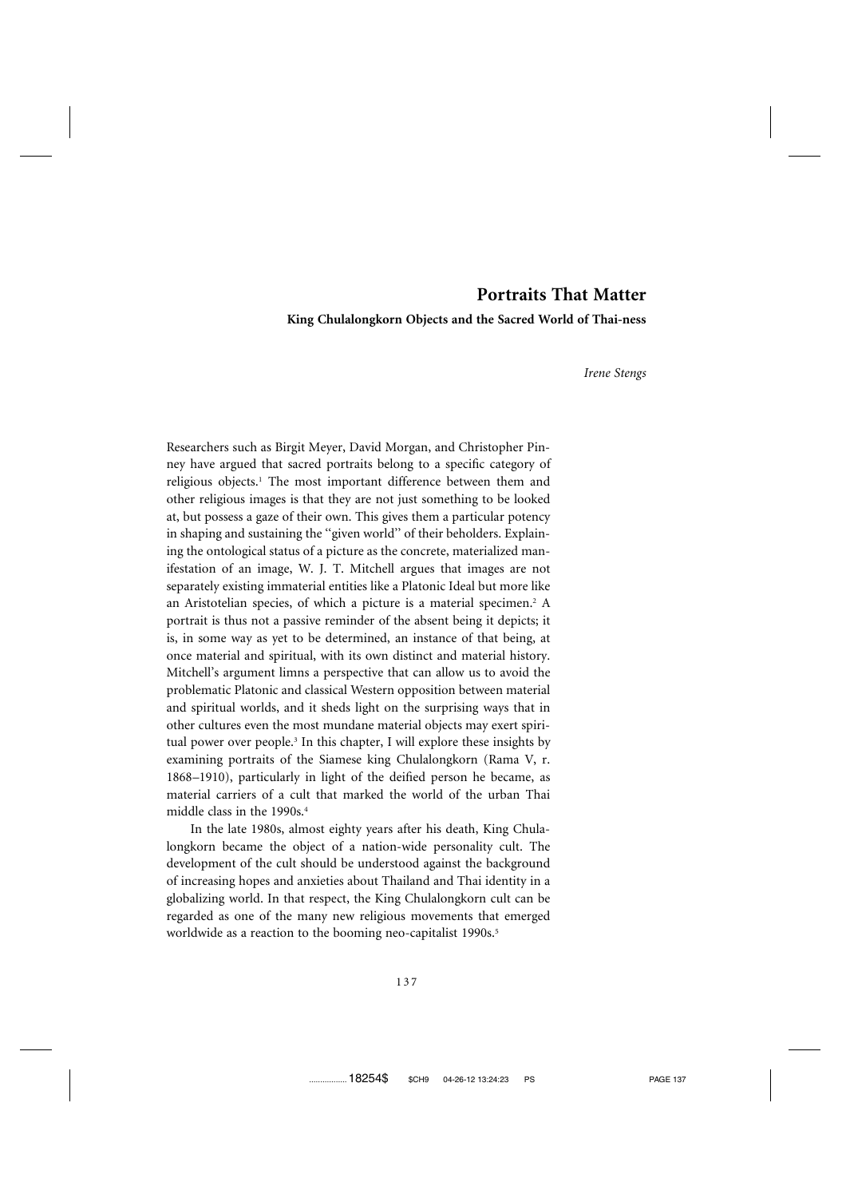# Portraits That Matter

## King Chulalongkorn Objects and the Sacred World of Thai-ness

*Irene Stengs*

Researchers such as Birgit Meyer, David Morgan, and Christopher Pinney have argued that sacred portraits belong to a specific category of religious objects.[1] The most important difference between them and other religious images is that they are not just something to be looked at, but possess a gaze of their own. This gives them a particular potency in shaping and sustaining the "given world" of their beholders. Explaining the ontological status of a picture as the concrete, materialized manifestation of an image, W. J. T. Mitchell argues that images are not separately existing immaterial entities like a Platonic Ideal but more like an Aristotelian species, of which a picture is a material specimen.[2] A portrait is thus not a passive reminder of the absent being it depicts; it is, in some way as yet to be determined, an instance of that being, at once material and spiritual, with its own distinct and material history. Mitchell's argument limns a perspective that can allow us to avoid the problematic Platonic and classical Western opposition between material and spiritual worlds, and it sheds light on the surprising ways that in other cultures even the most mundane material objects may exert spiritual power over people.[3] In this chapter, I will explore these insights by examining portraits of the Siamese king Chulalongkorn (Rama V, r. 1868–1910), particularly in light of the deified person he became, as material carriers of a cult that marked the world of the urban Thai middle class in the 1990s.[4]

In the late 1980s, almost eighty years after his death, King Chulalongkorn became the object of a nation-wide personality cult. The development of the cult should be understood against the background of increasing hopes and anxieties about Thailand and Thai identity in a globalizing world. In that respect, the King Chulalongkorn cult can be regarded as one of the many new religious movements that emerged worldwide as a reaction to the booming neo-capitalist 1990s.[5]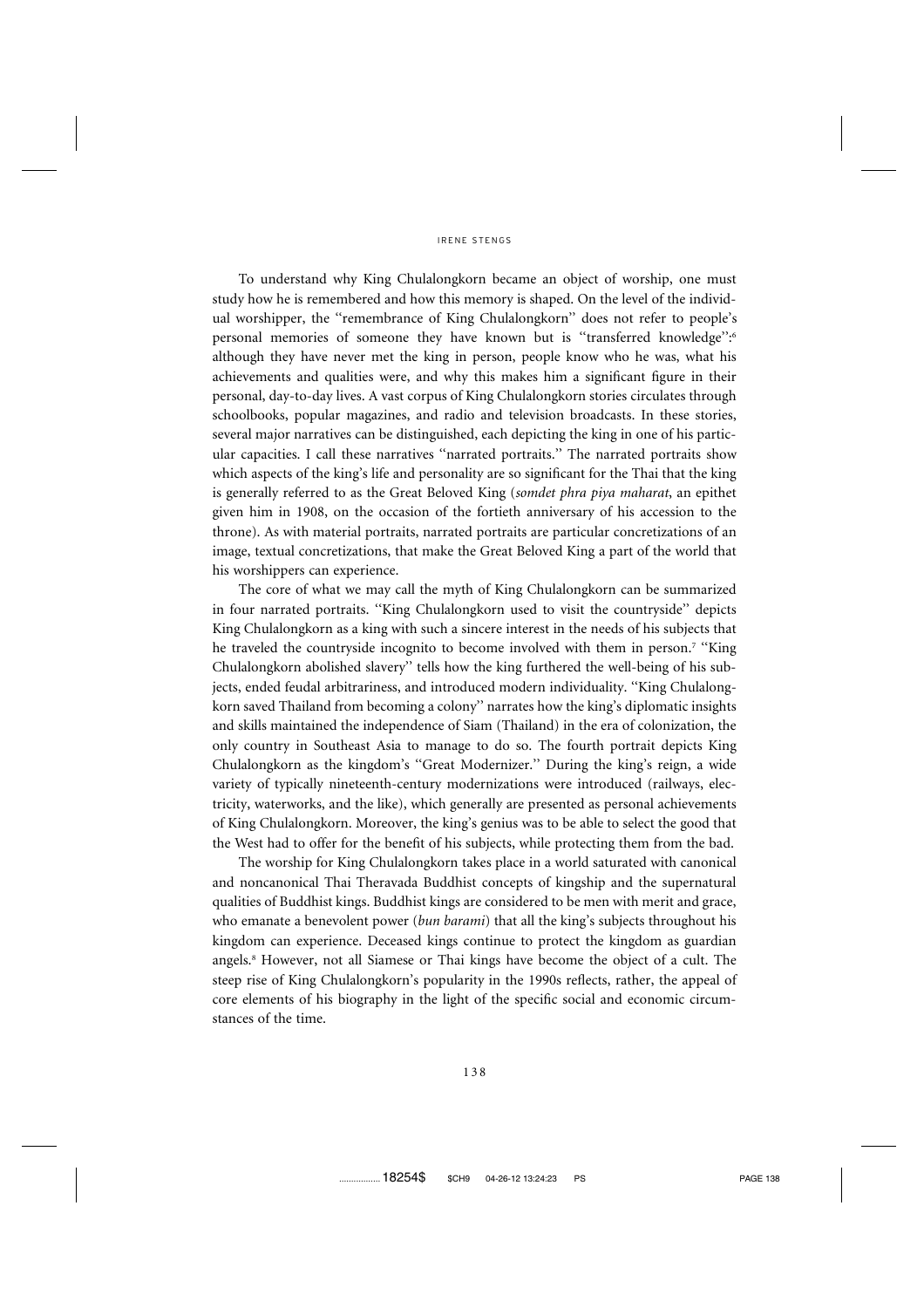To understand why King Chulalongkorn became an object of worship, one must study how he is remembered and how this memory is shaped. On the level of the individual worshipper, the ''remembrance of King Chulalongkorn'' does not refer to people's personal memories of someone they have known but is ''transferred knowledge'':[6] although they have never met the king in person, people know who he was, what his achievements and qualities were, and why this makes him a significant figure in their personal, day-to-day lives. A vast corpus of King Chulalongkorn stories circulates through schoolbooks, popular magazines, and radio and television broadcasts. In these stories, several major narratives can be distinguished, each depicting the king in one of his particular capacities. I call these narratives ''narrated portraits.'' The narrated portraits show which aspects of the king's life and personality are so significant for the Thai that the king is generally referred to as the Great Beloved King (*somdet phra piya maharat*, an epithet given him in 1908, on the occasion of the fortieth anniversary of his accession to the throne). As with material portraits, narrated portraits are particular concretizations of an image, textual concretizations, that make the Great Beloved King a part of the world that his worshippers can experience.

The core of what we may call the myth of King Chulalongkorn can be summarized in four narrated portraits. ''King Chulalongkorn used to visit the countryside'' depicts King Chulalongkorn as a king with such a sincere interest in the needs of his subjects that he traveled the countryside incognito to become involved with them in person.[7] ''King Chulalongkorn abolished slavery'' tells how the king furthered the well-being of his subjects, ended feudal arbitrariness, and introduced modern individuality. ''King Chulalongkorn saved Thailand from becoming a colony'' narrates how the king's diplomatic insights and skills maintained the independence of Siam (Thailand) in the era of colonization, the only country in Southeast Asia to manage to do so. The fourth portrait depicts King Chulalongkorn as the kingdom's ''Great Modernizer.'' During the king's reign, a wide variety of typically nineteenth-century modernizations were introduced (railways, electricity, waterworks, and the like), which generally are presented as personal achievements of King Chulalongkorn. Moreover, the king's genius was to be able to select the good that the West had to offer for the benefit of his subjects, while protecting them from the bad.

The worship for King Chulalongkorn takes place in a world saturated with canonical and noncanonical Thai Theravada Buddhist concepts of kingship and the supernatural qualities of Buddhist kings. Buddhist kings are considered to be men with merit and grace, who emanate a benevolent power (*bun barami*) that all the king's subjects throughout his kingdom can experience. Deceased kings continue to protect the kingdom as guardian angels.[8] However, not all Siamese or Thai kings have become the object of a cult. The steep rise of King Chulalongkorn's popularity in the 1990s reflects, rather, the appeal of core elements of his biography in the light of the specific social and economic circumstances of the time.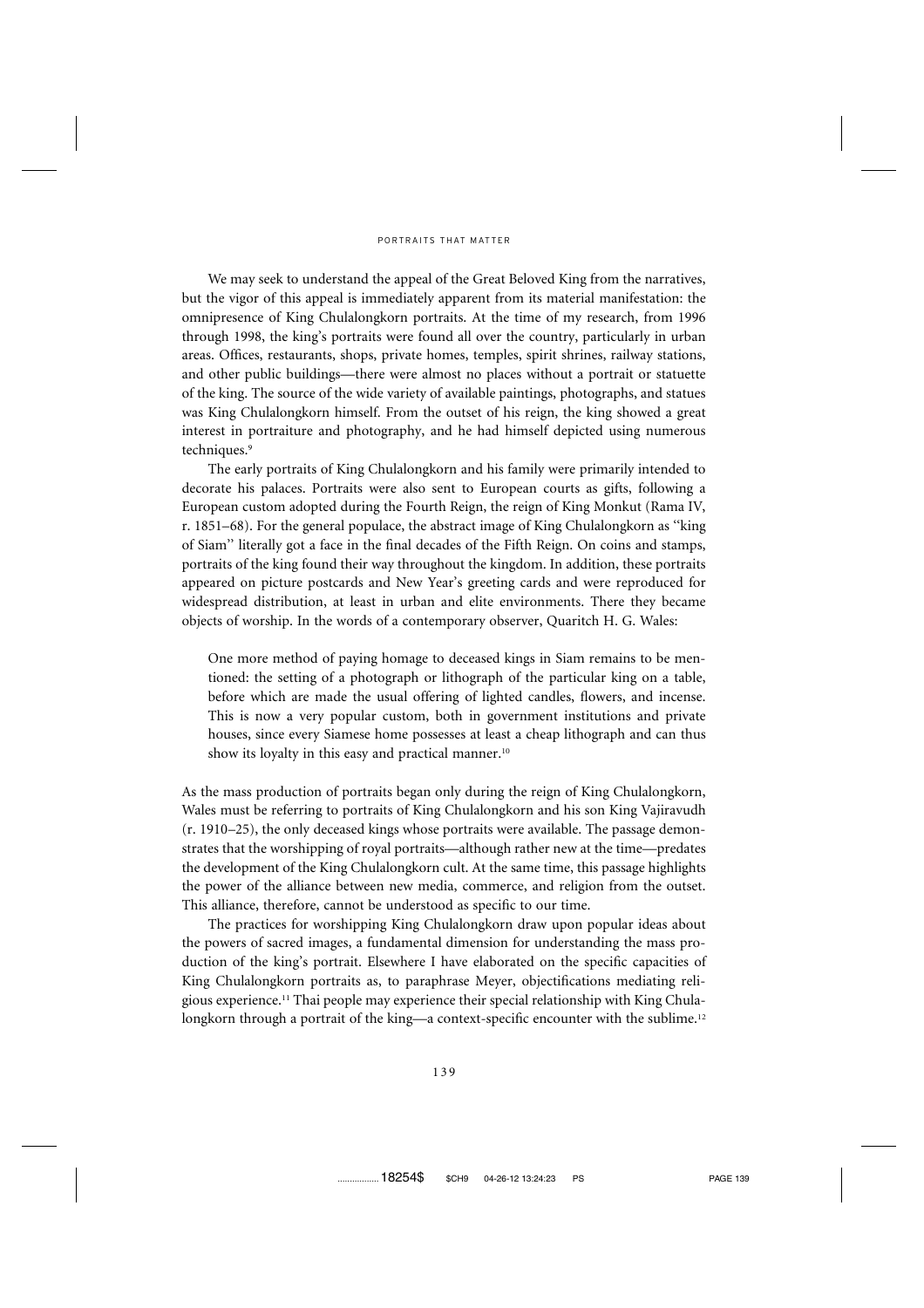We may seek to understand the appeal of the Great Beloved King from the narratives, but the vigor of this appeal is immediately apparent from its material manifestation: the omnipresence of King Chulalongkorn portraits. At the time of my research, from 1996 through 1998, the king's portraits were found all over the country, particularly in urban areas. Offices, restaurants, shops, private homes, temples, spirit shrines, railway stations, and other public buildings—there were almost no places without a portrait or statuette of the king. The source of the wide variety of available paintings, photographs, and statues was King Chulalongkorn himself. From the outset of his reign, the king showed a great interest in portraiture and photography, and he had himself depicted using numerous techniques.[9]

The early portraits of King Chulalongkorn and his family were primarily intended to decorate his palaces. Portraits were also sent to European courts as gifts, following a European custom adopted during the Fourth Reign, the reign of King Monkut (Rama IV, r. 1851–68). For the general populace, the abstract image of King Chulalongkorn as "king of Siam" literally got a face in the final decades of the Fifth Reign. On coins and stamps, portraits of the king found their way throughout the kingdom. In addition, these portraits appeared on picture postcards and New Year's greeting cards and were reproduced for widespread distribution, at least in urban and elite environments. There they became objects of worship. In the words of a contemporary observer, Quaritch H. G. Wales:

> One more method of paying homage to deceased kings in Siam remains to be mentioned: the setting of a photograph or lithograph of the particular king on a table, before which are made the usual offering of lighted candles, flowers, and incense. This is now a very popular custom, both in government institutions and private houses, since every Siamese home possesses at least a cheap lithograph and can thus show its loyalty in this easy and practical manner.[10]

As the mass production of portraits began only during the reign of King Chulalongkorn, Wales must be referring to portraits of King Chulalongkorn and his son King Vajiravudh (r. 1910–25), the only deceased kings whose portraits were available. The passage demonstrates that the worshipping of royal portraits—although rather new at the time—predates the development of the King Chulalongkorn cult. At the same time, this passage highlights the power of the alliance between new media, commerce, and religion from the outset. This alliance, therefore, cannot be understood as specific to our time.

The practices for worshipping King Chulalongkorn draw upon popular ideas about the powers of sacred images, a fundamental dimension for understanding the mass production of the king's portrait. Elsewhere I have elaborated on the specific capacities of King Chulalongkorn portraits as, to paraphrase Meyer, objectifications mediating religious experience.[11] Thai people may experience their special relationship with King Chulalongkorn through a portrait of the king—a context-specific encounter with the sublime.[12]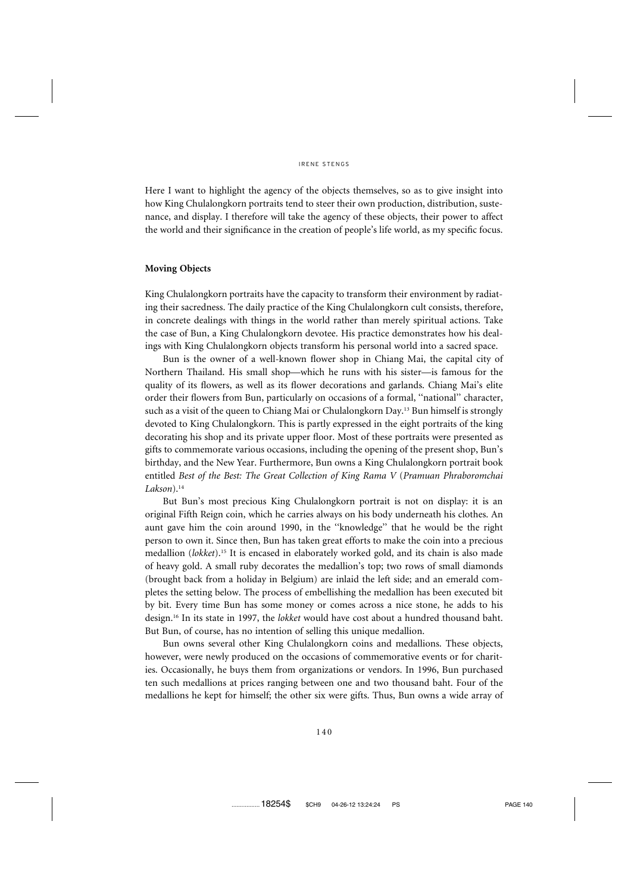Here I want to highlight the agency of the objects themselves, so as to give insight into how King Chulalongkorn portraits tend to steer their own production, distribution, sustenance, and display. I therefore will take the agency of these objects, their power to affect the world and their significance in the creation of people's life world, as my specific focus.

## Moving Objects

King Chulalongkorn portraits have the capacity to transform their environment by radiating their sacredness. The daily practice of the King Chulalongkorn cult consists, therefore, in concrete dealings with things in the world rather than merely spiritual actions. Take the case of Bun, a King Chulalongkorn devotee. His practice demonstrates how his dealings with King Chulalongkorn objects transform his personal world into a sacred space.

Bun is the owner of a well-known flower shop in Chiang Mai, the capital city of Northern Thailand. His small shop—which he runs with his sister—is famous for the quality of its flowers, as well as its flower decorations and garlands. Chiang Mai's elite order their flowers from Bun, particularly on occasions of a formal, ''national'' character, such as a visit of the queen to Chiang Mai or Chulalongkorn Day.[13] Bun himself is strongly devoted to King Chulalongkorn. This is partly expressed in the eight portraits of the king decorating his shop and its private upper floor. Most of these portraits were presented as gifts to commemorate various occasions, including the opening of the present shop, Bun's birthday, and the New Year. Furthermore, Bun owns a King Chulalongkorn portrait book entitled *Best of the Best: The Great Collection of King Rama V* (*Pramuan Phraboromchai Lakson*).[14]

But Bun's most precious King Chulalongkorn portrait is not on display: it is an original Fifth Reign coin, which he carries always on his body underneath his clothes. An aunt gave him the coin around 1990, in the ''knowledge'' that he would be the right person to own it. Since then, Bun has taken great efforts to make the coin into a precious medallion (*lokket*).[15] It is encased in elaborately worked gold, and its chain is also made of heavy gold. A small ruby decorates the medallion's top; two rows of small diamonds (brought back from a holiday in Belgium) are inlaid the left side; and an emerald completes the setting below. The process of embellishing the medallion has been executed bit by bit. Every time Bun has some money or comes across a nice stone, he adds to his design.[16] In its state in 1997, the *lokket* would have cost about a hundred thousand baht. But Bun, of course, has no intention of selling this unique medallion.

Bun owns several other King Chulalongkorn coins and medallions. These objects, however, were newly produced on the occasions of commemorative events or for charities. Occasionally, he buys them from organizations or vendors. In 1996, Bun purchased ten such medallions at prices ranging between one and two thousand baht. Four of the medallions he kept for himself; the other six were gifts. Thus, Bun owns a wide array of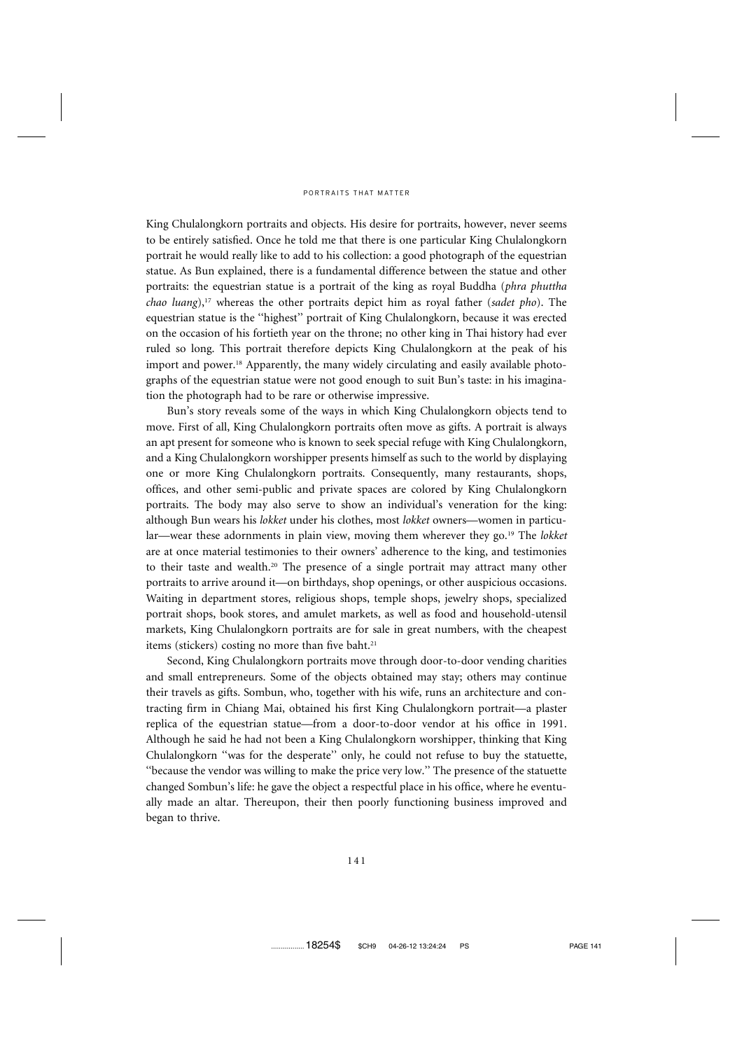King Chulalongkorn portraits and objects. His desire for portraits, however, never seems to be entirely satisfied. Once he told me that there is one particular King Chulalongkorn portrait he would really like to add to his collection: a good photograph of the equestrian statue. As Bun explained, there is a fundamental difference between the statue and other portraits: the equestrian statue is a portrait of the king as royal Buddha (*phra phuttha chao luang*),[17] whereas the other portraits depict him as royal father (*sadet pho*). The equestrian statue is the ''highest'' portrait of King Chulalongkorn, because it was erected on the occasion of his fortieth year on the throne; no other king in Thai history had ever ruled so long. This portrait therefore depicts King Chulalongkorn at the peak of his import and power.[18] Apparently, the many widely circulating and easily available photographs of the equestrian statue were not good enough to suit Bun's taste: in his imagination the photograph had to be rare or otherwise impressive.

Bun's story reveals some of the ways in which King Chulalongkorn objects tend to move. First of all, King Chulalongkorn portraits often move as gifts. A portrait is always an apt present for someone who is known to seek special refuge with King Chulalongkorn, and a King Chulalongkorn worshipper presents himself as such to the world by displaying one or more King Chulalongkorn portraits. Consequently, many restaurants, shops, offices, and other semi-public and private spaces are colored by King Chulalongkorn portraits. The body may also serve to show an individual's veneration for the king: although Bun wears his *lokket* under his clothes, most *lokket* owners—women in particular—wear these adornments in plain view, moving them wherever they go.[19] The *lokket* are at once material testimonies to their owners' adherence to the king, and testimonies to their taste and wealth.[20] The presence of a single portrait may attract many other portraits to arrive around it—on birthdays, shop openings, or other auspicious occasions. Waiting in department stores, religious shops, temple shops, jewelry shops, specialized portrait shops, book stores, and amulet markets, as well as food and household-utensil markets, King Chulalongkorn portraits are for sale in great numbers, with the cheapest items (stickers) costing no more than five baht.[21]

Second, King Chulalongkorn portraits move through door-to-door vending charities and small entrepreneurs. Some of the objects obtained may stay; others may continue their travels as gifts. Sombun, who, together with his wife, runs an architecture and contracting firm in Chiang Mai, obtained his first King Chulalongkorn portrait—a plaster replica of the equestrian statue—from a door-to-door vendor at his office in 1991. Although he said he had not been a King Chulalongkorn worshipper, thinking that King Chulalongkorn ''was for the desperate'' only, he could not refuse to buy the statuette, ''because the vendor was willing to make the price very low.'' The presence of the statuette changed Sombun's life: he gave the object a respectful place in his office, where he eventually made an altar. Thereupon, their then poorly functioning business improved and began to thrive.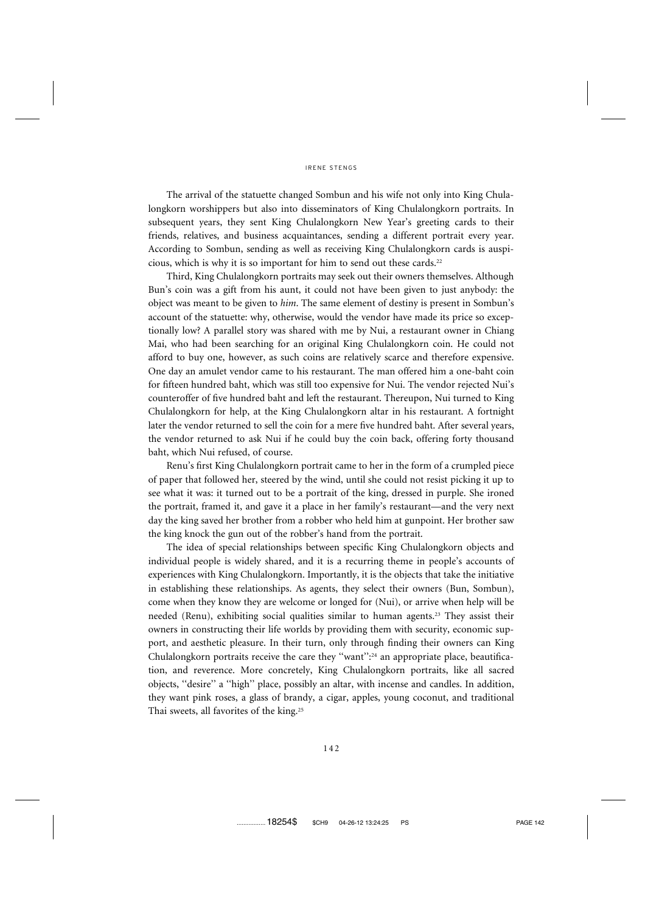The arrival of the statuette changed Sombun and his wife not only into King Chulalongkorn worshippers but also into disseminators of King Chulalongkorn portraits. In subsequent years, they sent King Chulalongkorn New Year's greeting cards to their friends, relatives, and business acquaintances, sending a different portrait every year. According to Sombun, sending as well as receiving King Chulalongkorn cards is auspicious, which is why it is so important for him to send out these cards.[22]

Third, King Chulalongkorn portraits may seek out their owners themselves. Although Bun's coin was a gift from his aunt, it could not have been given to just anybody: the object was meant to be given to *him*. The same element of destiny is present in Sombun's account of the statuette: why, otherwise, would the vendor have made its price so exceptionally low? A parallel story was shared with me by Nui, a restaurant owner in Chiang Mai, who had been searching for an original King Chulalongkorn coin. He could not afford to buy one, however, as such coins are relatively scarce and therefore expensive. One day an amulet vendor came to his restaurant. The man offered him a one-baht coin for fifteen hundred baht, which was still too expensive for Nui. The vendor rejected Nui's counteroffer of five hundred baht and left the restaurant. Thereupon, Nui turned to King Chulalongkorn for help, at the King Chulalongkorn altar in his restaurant. A fortnight later the vendor returned to sell the coin for a mere five hundred baht. After several years, the vendor returned to ask Nui if he could buy the coin back, offering forty thousand baht, which Nui refused, of course.

Renu's first King Chulalongkorn portrait came to her in the form of a crumpled piece of paper that followed her, steered by the wind, until she could not resist picking it up to see what it was: it turned out to be a portrait of the king, dressed in purple. She ironed the portrait, framed it, and gave it a place in her family's restaurant—and the very next day the king saved her brother from a robber who held him at gunpoint. Her brother saw the king knock the gun out of the robber's hand from the portrait.

The idea of special relationships between specific King Chulalongkorn objects and individual people is widely shared, and it is a recurring theme in people's accounts of experiences with King Chulalongkorn. Importantly, it is the objects that take the initiative in establishing these relationships. As agents, they select their owners (Bun, Sombun), come when they know they are welcome or longed for (Nui), or arrive when help will be needed (Renu), exhibiting social qualities similar to human agents.[23] They assist their owners in constructing their life worlds by providing them with security, economic support, and aesthetic pleasure. In their turn, only through finding their owners can King Chulalongkorn portraits receive the care they "want":[24] an appropriate place, beautification, and reverence. More concretely, King Chulalongkorn portraits, like all sacred objects, "desire" a "high" place, possibly an altar, with incense and candles. In addition, they want pink roses, a glass of brandy, a cigar, apples, young coconut, and traditional Thai sweets, all favorites of the king.[25]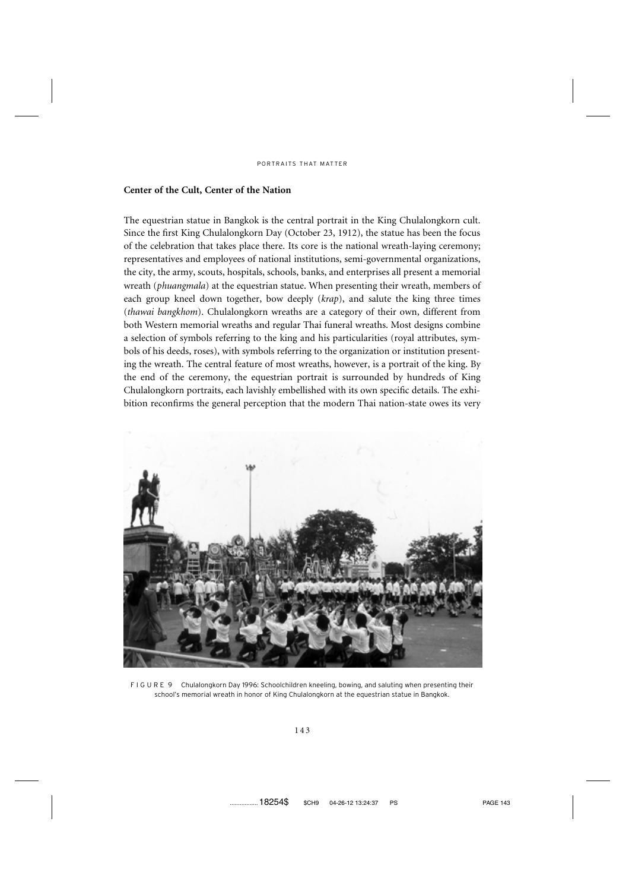## Center of the Cult, Center of the Nation

The equestrian statue in Bangkok is the central portrait in the King Chulalongkorn cult. Since the first King Chulalongkorn Day (October 23, 1912), the statue has been the focus of the celebration that takes place there. Its core is the national wreath-laying ceremony; representatives and employees of national institutions, semi-governmental organizations, the city, the army, scouts, hospitals, schools, banks, and enterprises all present a memorial wreath (*phuangmala*) at the equestrian statue. When presenting their wreath, members of each group kneel down together, bow deeply (*krap*), and salute the king three times (*thawai bangkhom*). Chulalongkorn wreaths are a category of their own, different from both Western memorial wreaths and regular Thai funeral wreaths. Most designs combine a selection of symbols referring to the king and his particularities (royal attributes, symbols of his deeds, roses), with symbols referring to the organization or institution presenting the wreath. The central feature of most wreaths, however, is a portrait of the king. By the end of the ceremony, the equestrian portrait is surrounded by hundreds of King Chulalongkorn portraits, each lavishly embellished with its own specific details. The exhibition reconfirms the general perception that the modern Thai nation-state owes its very

FIGURE 9 Chulalongkorn Day 1996: Schoolchildren kneeling, bowing, and saluting when presenting their school's memorial wreath in honor of King Chulalongkorn at the equestrian statue in Bangkok.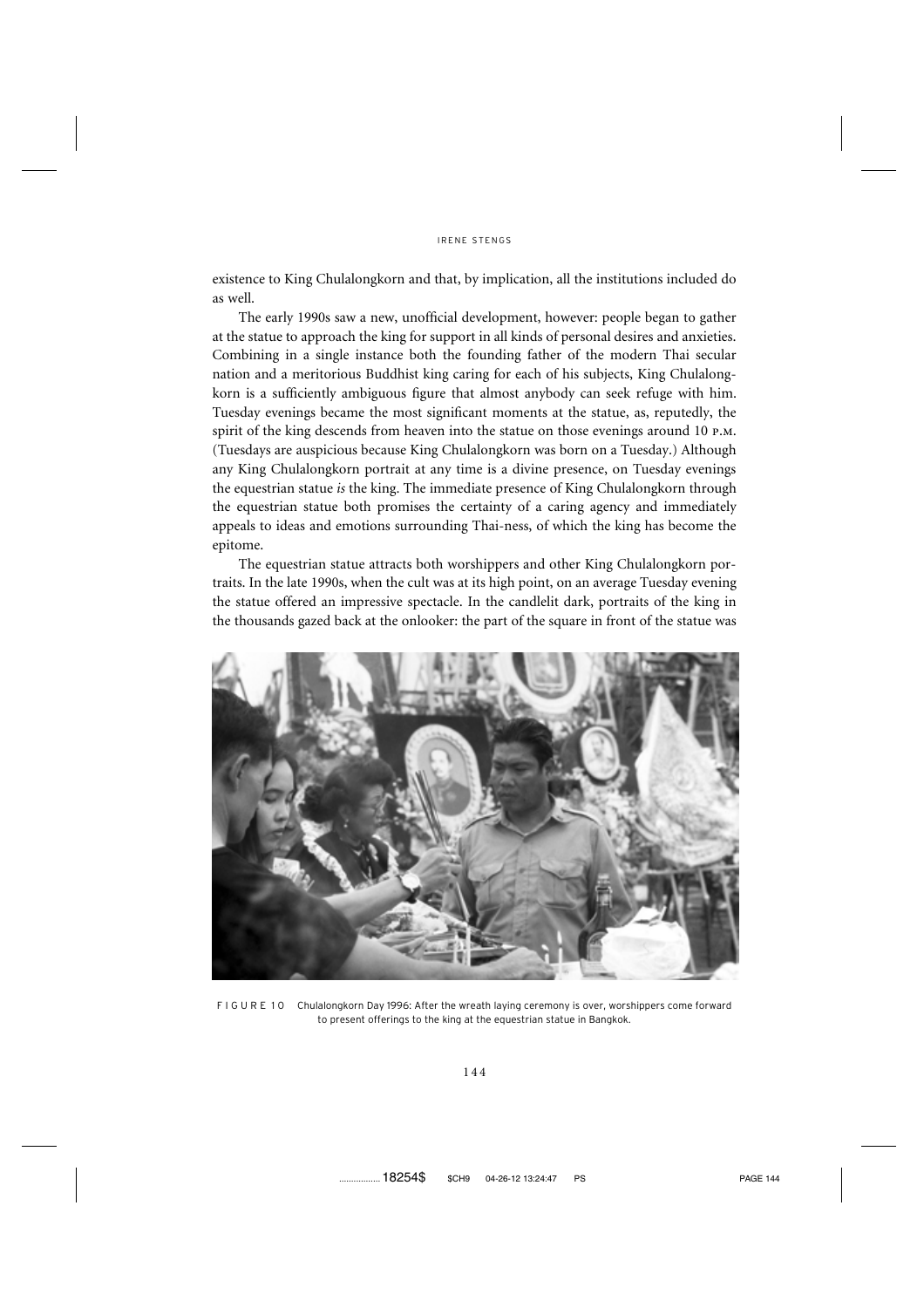existence to King Chulalongkorn and that, by implication, all the institutions included do as well.

The early 1990s saw a new, unofficial development, however: people began to gather at the statue to approach the king for support in all kinds of personal desires and anxieties. Combining in a single instance both the founding father of the modern Thai secular nation and a meritorious Buddhist king caring for each of his subjects, King Chulalongkorn is a sufficiently ambiguous figure that almost anybody can seek refuge with him. Tuesday evenings became the most significant moments at the statue, as, reputedly, the spirit of the king descends from heaven into the statue on those evenings around 10 P.M. (Tuesdays are auspicious because King Chulalongkorn was born on a Tuesday.) Although any King Chulalongkorn portrait at any time is a divine presence, on Tuesday evenings the equestrian statue *is* the king. The immediate presence of King Chulalongkorn through the equestrian statue both promises the certainty of a caring agency and immediately appeals to ideas and emotions surrounding Thai-ness, of which the king has become the epitome.

The equestrian statue attracts both worshippers and other King Chulalongkorn portraits. In the late 1990s, when the cult was at its high point, on an average Tuesday evening the statue offered an impressive spectacle. In the candlelit dark, portraits of the king in the thousands gazed back at the onlooker: the part of the square in front of the statue was

FIGURE 10 Chulalongkorn Day 1996: After the wreath laying ceremony is over, worshippers come forward to present offerings to the king at the equestrian statue in Bangkok.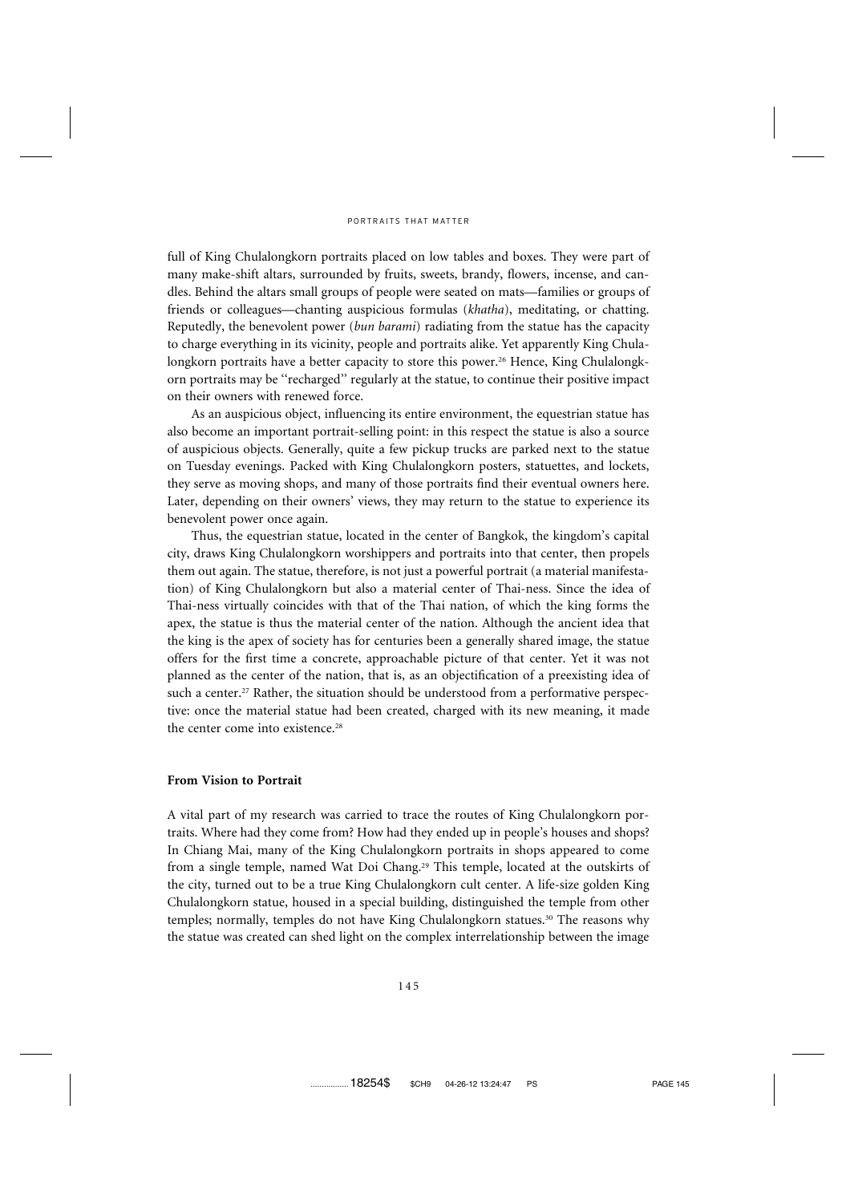full of King Chulalongkorn portraits placed on low tables and boxes. They were part of many make-shift altars, surrounded by fruits, sweets, brandy, flowers, incense, and candles. Behind the altars small groups of people were seated on mats—families or groups of friends or colleagues—chanting auspicious formulas (*khatha*), meditating, or chatting. Reputedly, the benevolent power (*bun barami*) radiating from the statue has the capacity to charge everything in its vicinity, people and portraits alike. Yet apparently King Chulalongkorn portraits have a better capacity to store this power.[26] Hence, King Chulalongkorn portraits may be ''recharged'' regularly at the statue, to continue their positive impact on their owners with renewed force.

As an auspicious object, influencing its entire environment, the equestrian statue has also become an important portrait-selling point: in this respect the statue is also a source of auspicious objects. Generally, quite a few pickup trucks are parked next to the statue on Tuesday evenings. Packed with King Chulalongkorn posters, statuettes, and lockets, they serve as moving shops, and many of those portraits find their eventual owners here. Later, depending on their owners' views, they may return to the statue to experience its benevolent power once again.

Thus, the equestrian statue, located in the center of Bangkok, the kingdom's capital city, draws King Chulalongkorn worshippers and portraits into that center, then propels them out again. The statue, therefore, is not just a powerful portrait (a material manifestation) of King Chulalongkorn but also a material center of Thai-ness. Since the idea of Thai-ness virtually coincides with that of the Thai nation, of which the king forms the apex, the statue is thus the material center of the nation. Although the ancient idea that the king is the apex of society has for centuries been a generally shared image, the statue offers for the first time a concrete, approachable picture of that center. Yet it was not planned as the center of the nation, that is, as an objectification of a preexisting idea of such a center.[27] Rather, the situation should be understood from a performative perspective: once the material statue had been created, charged with its new meaning, it made the center come into existence.[28]

## From Vision to Portrait

A vital part of my research was carried to trace the routes of King Chulalongkorn portraits. Where had they come from? How had they ended up in people's houses and shops? In Chiang Mai, many of the King Chulalongkorn portraits in shops appeared to come from a single temple, named Wat Doi Chang.[29] This temple, located at the outskirts of the city, turned out to be a true King Chulalongkorn cult center. A life-size golden King Chulalongkorn statue, housed in a special building, distinguished the temple from other temples; normally, temples do not have King Chulalongkorn statues.[30] The reasons why the statue was created can shed light on the complex interrelationship between the image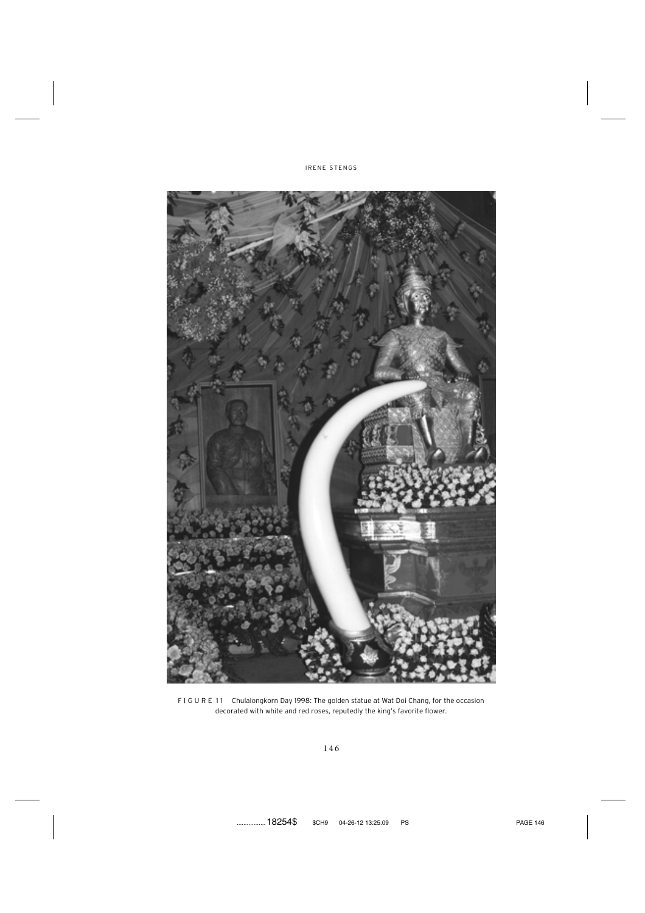FIGURE 11 Chulalongkorn Day 1998: The golden statue at Wat Doi Chang, for the occasion decorated with white and red roses, reputedly the king's favorite flower.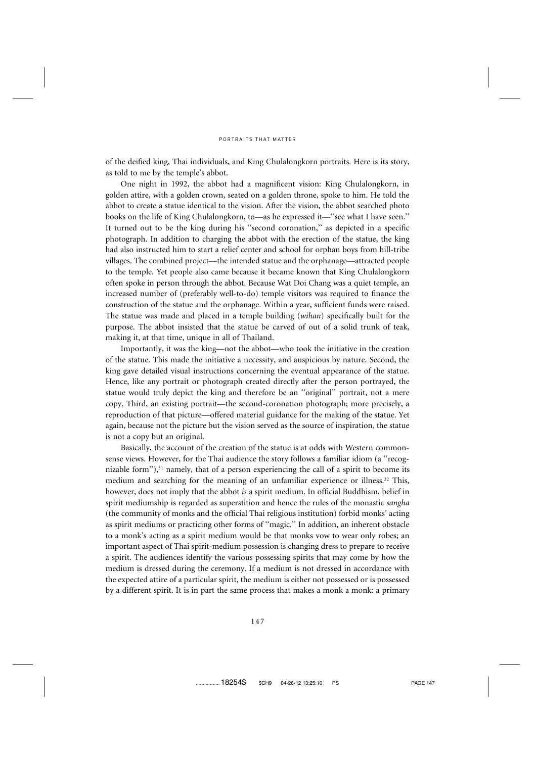of the deified king, Thai individuals, and King Chulalongkorn portraits. Here is its story, as told to me by the temple's abbot.

One night in 1992, the abbot had a magnificent vision: King Chulalongkorn, in golden attire, with a golden crown, seated on a golden throne, spoke to him. He told the abbot to create a statue identical to the vision. After the vision, the abbot searched photo books on the life of King Chulalongkorn, to—as he expressed it—"see what I have seen." It turned out to be the king during his "second coronation," as depicted in a specific photograph. In addition to charging the abbot with the erection of the statue, the king had also instructed him to start a relief center and school for orphan boys from hill-tribe villages. The combined project—the intended statue and the orphanage—attracted people to the temple. Yet people also came because it became known that King Chulalongkorn often spoke in person through the abbot. Because Wat Doi Chang was a quiet temple, an increased number of (preferably well-to-do) temple visitors was required to finance the construction of the statue and the orphanage. Within a year, sufficient funds were raised. The statue was made and placed in a temple building (*wihan*) specifically built for the purpose. The abbot insisted that the statue be carved of out of a solid trunk of teak, making it, at that time, unique in all of Thailand.

Importantly, it was the king—not the abbot—who took the initiative in the creation of the statue. This made the initiative a necessity, and auspicious by nature. Second, the king gave detailed visual instructions concerning the eventual appearance of the statue. Hence, like any portrait or photograph created directly after the person portrayed, the statue would truly depict the king and therefore be an "original" portrait, not a mere copy. Third, an existing portrait—the second-coronation photograph; more precisely, a reproduction of that picture—offered material guidance for the making of the statue. Yet again, because not the picture but the vision served as the source of inspiration, the statue is not a copy but an original.

Basically, the account of the creation of the statue is at odds with Western commonsense views. However, for the Thai audience the story follows a familiar idiom (a "recognizable form"),[31] namely, that of a person experiencing the call of a spirit to become its medium and searching for the meaning of an unfamiliar experience or illness.[32] This, however, does not imply that the abbot *is* a spirit medium. In official Buddhism, belief in spirit mediumship is regarded as superstition and hence the rules of the monastic *sangha* (the community of monks and the official Thai religious institution) forbid monks' acting as spirit mediums or practicing other forms of "magic." In addition, an inherent obstacle to a monk's acting as a spirit medium would be that monks vow to wear only robes; an important aspect of Thai spirit-medium possession is changing dress to prepare to receive a spirit. The audiences identify the various possessing spirits that may come by how the medium is dressed during the ceremony. If a medium is not dressed in accordance with the expected attire of a particular spirit, the medium is either not possessed or is possessed by a different spirit. It is in part the same process that makes a monk a monk: a primary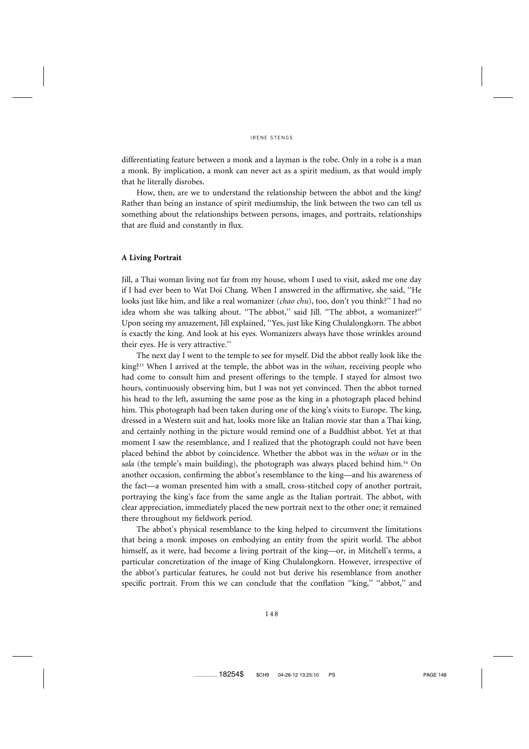differentiating feature between a monk and a layman is the robe. Only in a robe is a man a monk. By implication, a monk can never act as a spirit medium, as that would imply that he literally disrobes.

How, then, are we to understand the relationship between the abbot and the king? Rather than being an instance of spirit mediumship, the link between the two can tell us something about the relationships between persons, images, and portraits, relationships that are fluid and constantly in flux.

### A Living Portrait

Jill, a Thai woman living not far from my house, whom I used to visit, asked me one day if I had ever been to Wat Doi Chang. When I answered in the affirmative, she said, "He looks just like him, and like a real womanizer (*chao chu*), too, don't you think?" I had no idea whom she was talking about. "The abbot," said Jill. "The abbot, a womanizer?" Upon seeing my amazement, Jill explained, "Yes, just like King Chulalongkorn. The abbot is exactly the king. And look at his eyes. Womanizers always have those wrinkles around their eyes. He is very attractive."

The next day I went to the temple to see for myself. Did the abbot really look like the king?[33] When I arrived at the temple, the abbot was in the *wihan*, receiving people who had come to consult him and present offerings to the temple. I stayed for almost two hours, continuously observing him, but I was not yet convinced. Then the abbot turned his head to the left, assuming the same pose as the king in a photograph placed behind him. This photograph had been taken during one of the king's visits to Europe. The king, dressed in a Western suit and hat, looks more like an Italian movie star than a Thai king, and certainly nothing in the picture would remind one of a Buddhist abbot. Yet at that moment I saw the resemblance, and I realized that the photograph could not have been placed behind the abbot by coincidence. Whether the abbot was in the *wihan* or in the *sala* (the temple's main building), the photograph was always placed behind him.[34] On another occasion, confirming the abbot's resemblance to the king—and his awareness of the fact—a woman presented him with a small, cross-stitched copy of another portrait, portraying the king's face from the same angle as the Italian portrait. The abbot, with clear appreciation, immediately placed the new portrait next to the other one; it remained there throughout my fieldwork period.

The abbot's physical resemblance to the king helped to circumvent the limitations that being a monk imposes on embodying an entity from the spirit world. The abbot himself, as it were, had become a living portrait of the king—or, in Mitchell's terms, a particular concretization of the image of King Chulalongkorn. However, irrespective of the abbot's particular features, he could not but derive his resemblance from another specific portrait. From this we can conclude that the conflation "king," "abbot," and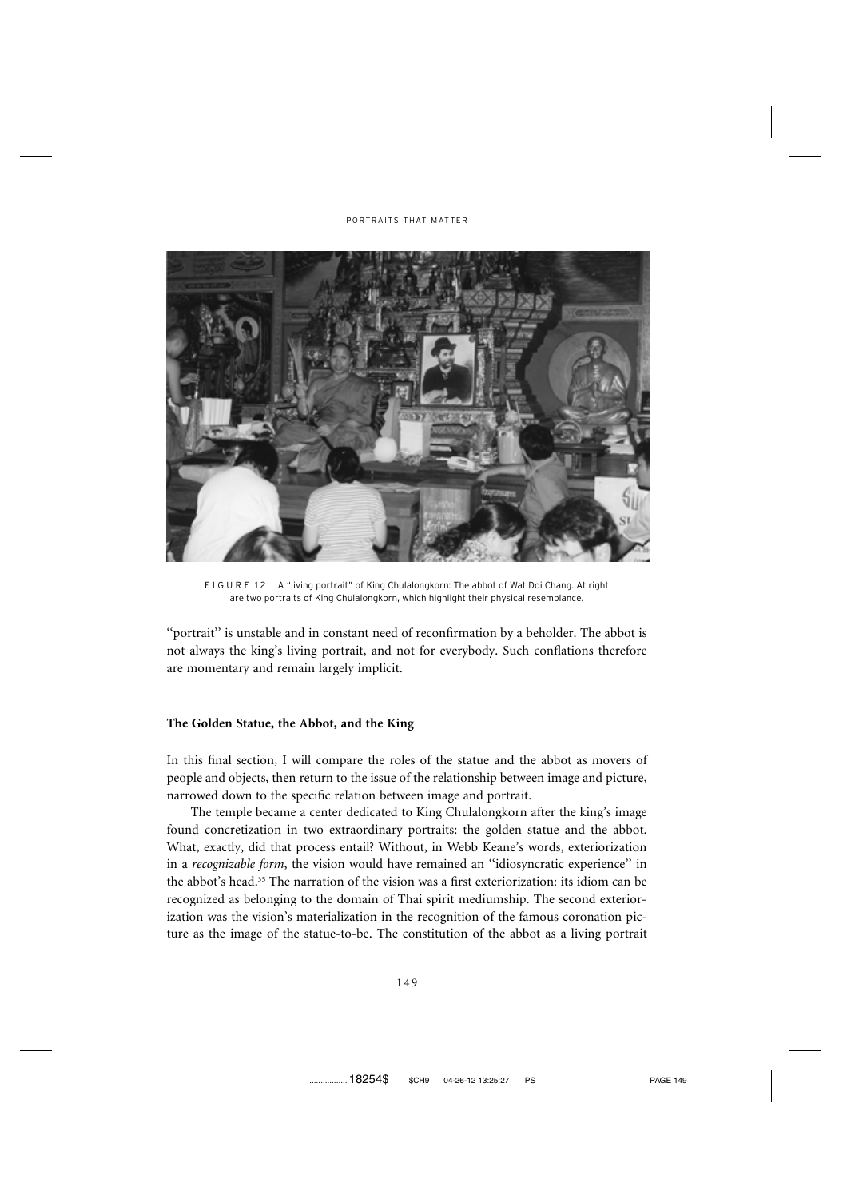FIGURE 12 A "living portrait" of King Chulalongkorn: The abbot of Wat Doi Chang. At right are two portraits of King Chulalongkorn, which highlight their physical resemblance.

"portrait" is unstable and in constant need of reconfirmation by a beholder. The abbot is not always the king's living portrait, and not for everybody. Such conflations therefore are momentary and remain largely implicit.

### The Golden Statue, the Abbot, and the King

In this final section, I will compare the roles of the statue and the abbot as movers of people and objects, then return to the issue of the relationship between image and picture, narrowed down to the specific relation between image and portrait.

The temple became a center dedicated to King Chulalongkorn after the king's image found concretization in two extraordinary portraits: the golden statue and the abbot. What, exactly, did that process entail? Without, in Webb Keane's words, exteriorization in a *recognizable form*, the vision would have remained an "idiosyncratic experience" in the abbot's head.[35] The narration of the vision was a first exteriorization: its idiom can be recognized as belonging to the domain of Thai spirit mediumship. The second exteriorization was the vision's materialization in the recognition of the famous coronation picture as the image of the statue-to-be. The constitution of the abbot as a living portrait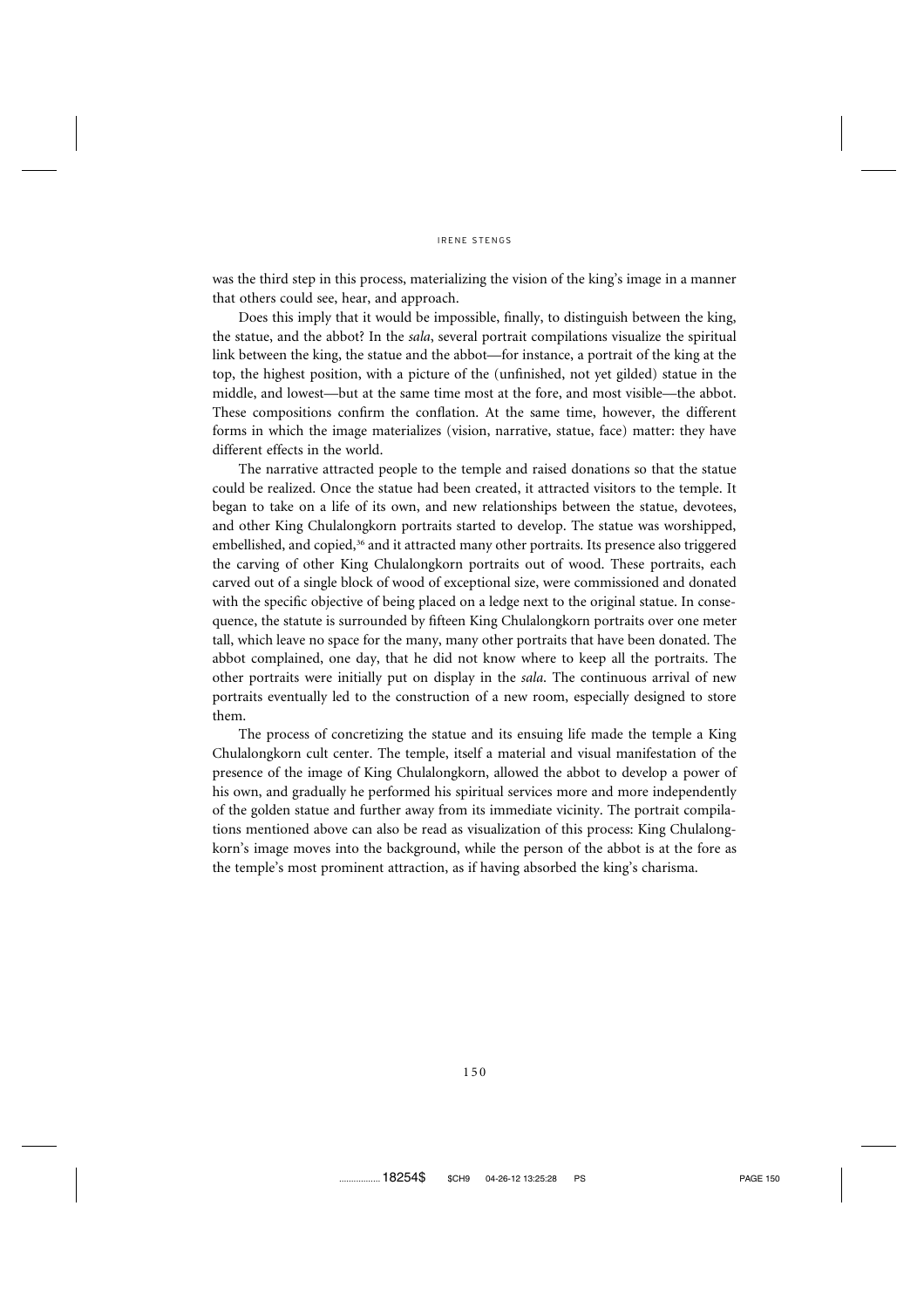was the third step in this process, materializing the vision of the king's image in a manner that others could see, hear, and approach.

Does this imply that it would be impossible, finally, to distinguish between the king, the statue, and the abbot? In the *sala*, several portrait compilations visualize the spiritual link between the king, the statue and the abbot—for instance, a portrait of the king at the top, the highest position, with a picture of the (unfinished, not yet gilded) statue in the middle, and lowest—but at the same time most at the fore, and most visible—the abbot. These compositions confirm the conflation. At the same time, however, the different forms in which the image materializes (vision, narrative, statue, face) matter: they have different effects in the world.

The narrative attracted people to the temple and raised donations so that the statue could be realized. Once the statue had been created, it attracted visitors to the temple. It began to take on a life of its own, and new relationships between the statue, devotees, and other King Chulalongkorn portraits started to develop. The statue was worshipped, embellished, and copied,[36] and it attracted many other portraits. Its presence also triggered the carving of other King Chulalongkorn portraits out of wood. These portraits, each carved out of a single block of wood of exceptional size, were commissioned and donated with the specific objective of being placed on a ledge next to the original statue. In consequence, the statute is surrounded by fifteen King Chulalongkorn portraits over one meter tall, which leave no space for the many, many other portraits that have been donated. The abbot complained, one day, that he did not know where to keep all the portraits. The other portraits were initially put on display in the *sala*. The continuous arrival of new portraits eventually led to the construction of a new room, especially designed to store them.

The process of concretizing the statue and its ensuing life made the temple a King Chulalongkorn cult center. The temple, itself a material and visual manifestation of the presence of the image of King Chulalongkorn, allowed the abbot to develop a power of his own, and gradually he performed his spiritual services more and more independently of the golden statue and further away from its immediate vicinity. The portrait compilations mentioned above can also be read as visualization of this process: King Chulalongkorn's image moves into the background, while the person of the abbot is at the fore as the temple's most prominent attraction, as if having absorbed the king's charisma.